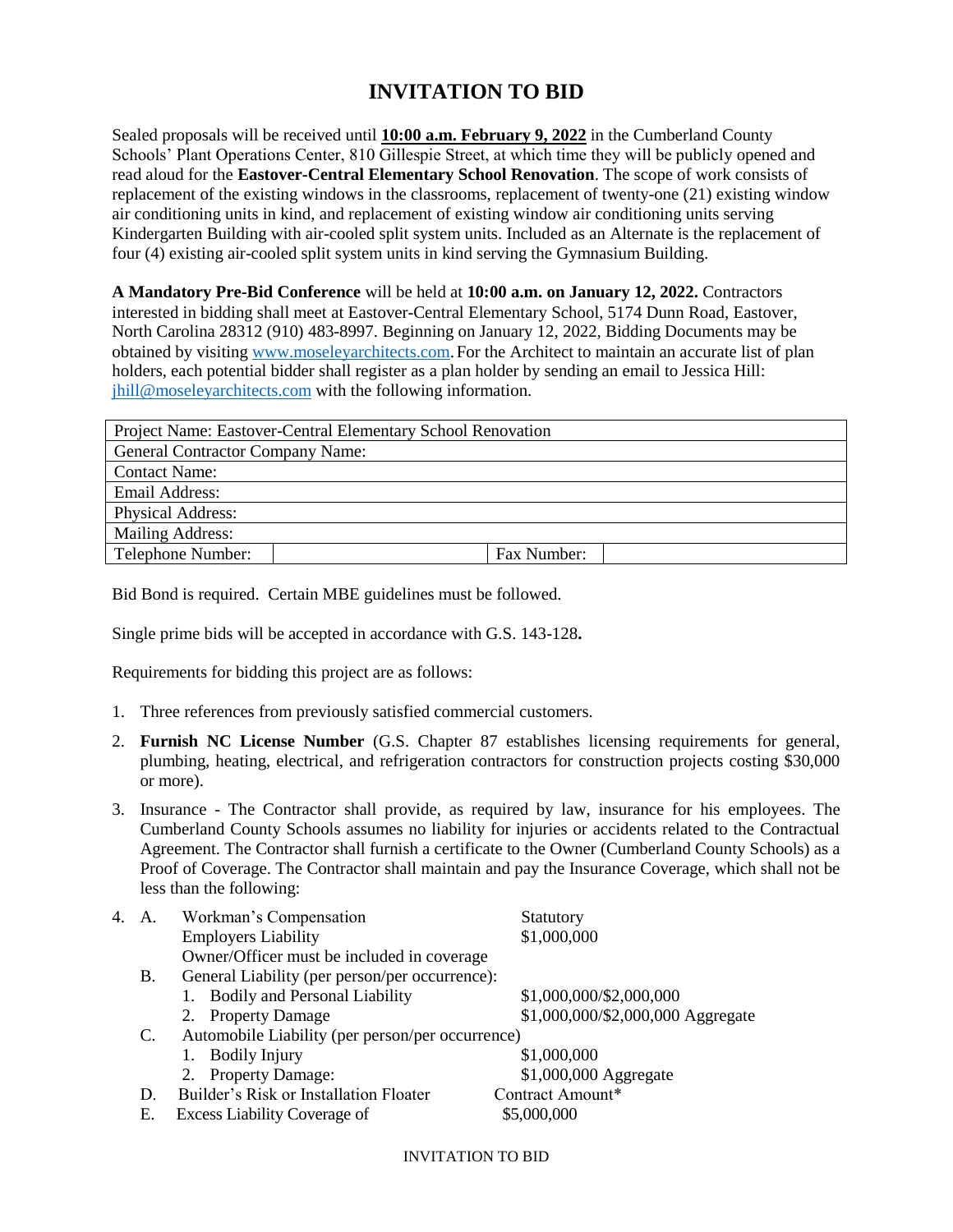# INVITATION TO BID

Sealed proposals will be received until **10:00 a.m. February 9, 2022** in the Cumberland County Schools' Plant Operations Center, 810 Gillespie Street, at which time they will be publicly opened and read aloud for the **Eastover-Central Elementary School Renovation**. The scope of work consists of replacement of the existing windows in the classrooms, replacement of twenty-one (21) existing window air conditioning units in kind, and replacement of existing window air conditioning units serving Kindergarten Building with air-cooled split system units. Included as an Alternate is the replacement of four (4) existing air-cooled split system units in kind serving the Gymnasium Building.

**A Mandatory Pre-Bid Conference** will be held at **10:00 a.m. on January 12, 2022.** Contractors interested in bidding shall meet at Eastover-Central Elementary School, 5174 Dunn Road, Eastover, North Carolina 28312 (910) 483-8997. Beginning on January 12, 2022, Bidding Documents may be obtained by visiting www.moseleyarchitects.com. For the Architect to maintain an accurate list of plan holders, each potential bidder shall register as a plan holder by sending an email to Jessica Hill: jhill@moseleyarchitects.com with the following information.

| Project Name: Eastover-Central Elementary School Renovation | | | |
|---|---|---|---|
| General Contractor Company Name: | | | |
| Contact Name: | | | |
| Email Address: | | | |
| Physical Address: | | | |
| Mailing Address: | | | |
| Telephone Number: | | Fax Number: | |

Bid Bond is required. Certain MBE guidelines must be followed.

Single prime bids will be accepted in accordance with G.S. 143-128**.**

Requirements for bidding this project are as follows:

1. Three references from previously satisfied commercial customers.
2. **Furnish NC License Number** (G.S. Chapter 87 establishes licensing requirements for general, plumbing, heating, electrical, and refrigeration contractors for construction projects costing $30,000 or more).
3. Insurance - The Contractor shall provide, as required by law, insurance for his employees. The Cumberland County Schools assumes no liability for injuries or accidents related to the Contractual Agreement. The Contractor shall furnish a certificate to the Owner (Cumberland County Schools) as a Proof of Coverage. The Contractor shall maintain and pay the Insurance Coverage, which shall not be less than the following:
4. A. Workman's Compensation — Statutory
   Employers Liability — $1,000,000
   Owner/Officer must be included in coverage

   B. General Liability (per person/per occurrence):
   1. Bodily and Personal Liability — $1,000,000/$2,000,000
   2. Property Damage — $1,000,000/$2,000,000 Aggregate

   C. Automobile Liability (per person/per occurrence)
   1. Bodily Injury — $1,000,000
   2. Property Damage: — $1,000,000 Aggregate

   D. Builder's Risk or Installation Floater — Contract Amount*

   E. Excess Liability Coverage of — $5,000,000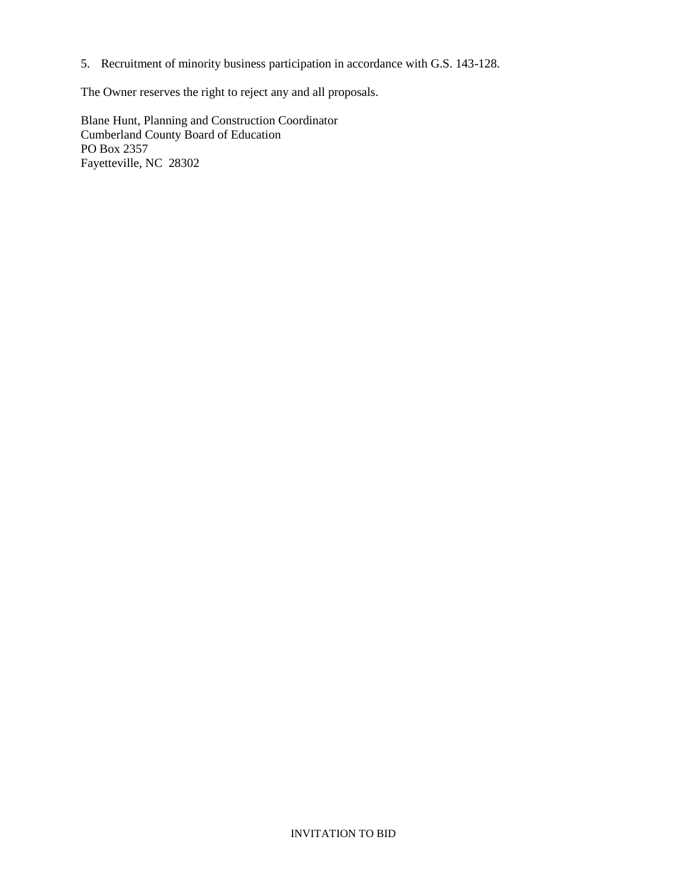5. Recruitment of minority business participation in accordance with G.S. 143-128.

The Owner reserves the right to reject any and all proposals.

Blane Hunt, Planning and Construction Coordinator
Cumberland County Board of Education
PO Box 2357
Fayetteville, NC 28302